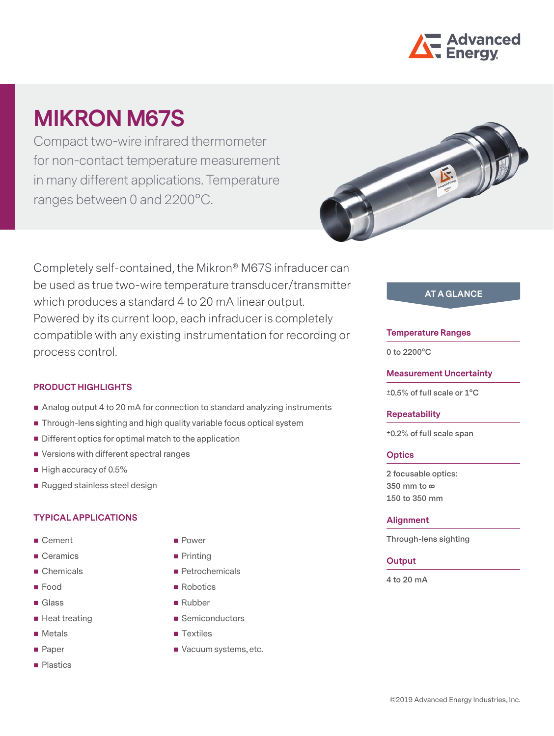# MIKRON M67S

Compact two-wire infrared thermometer for non-contact temperature measurement in many different applications. Temperature ranges between 0 and 2200°C.

Completely self-contained, the Mikron® M67S infraducer can be used as true two-wire temperature transducer/transmitter which produces a standard 4 to 20 mA linear output. Powered by its current loop, each infraducer is completely compatible with any existing instrumentation for recording or process control.

## PRODUCT HIGHLIGHTS

- Analog output 4 to 20 mA for connection to standard analyzing instruments
- Through-lens sighting and high quality variable focus optical system
- Different optics for optimal match to the application
- Versions with different spectral ranges
- High accuracy of 0.5%
- Rugged stainless steel design

## TYPICAL APPLICATIONS

- Cement
- Ceramics
- Chemicals
- Food
- Glass
- Heat treating
- Metals
- Paper
- Plastics
- Power
- Printing
- Petrochemicals
- Robotics
- Rubber
- Semiconductors
- Textiles
- Vacuum systems, etc.

## AT A GLANCE

### Temperature Ranges

0 to 2200°C

### Measurement Uncertainty

±0.5% of full scale or 1°C

### Repeatability

±0.2% of full scale span

### Optics

2 focusable optics:
350 mm to ∞
150 to 350 mm

### Alignment

Through-lens sighting

### Output

4 to 20 mA

©2019 Advanced Energy Industries, Inc.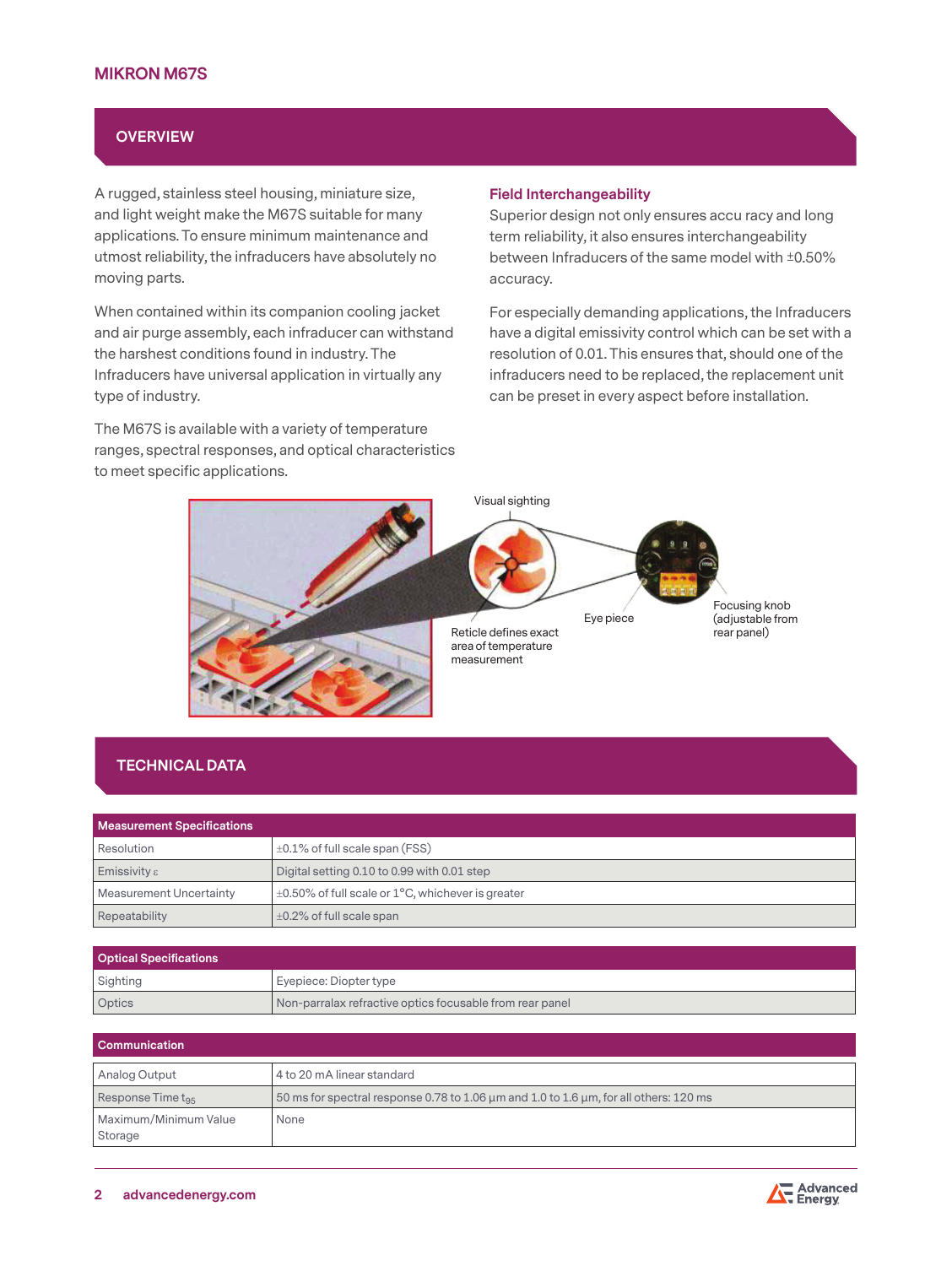## MIKRON M67S

## OVERVIEW

A rugged, stainless steel housing, miniature size, and light weight make the M67S suitable for many applications. To ensure minimum maintenance and utmost reliability, the infradurcers have absolutely no moving parts.

When contained within its companion cooling jacket and air purge assembly, each infraducer can withstand the harshest conditions found in industry. The Infraducers have universal application in virtually any type of industry.

The M67S is available with a variety of temperature ranges, spectral responses, and optical characteristics to meet specific applications.

### Field Interchangeability

Superior design not only ensures accu racy and long term reliability, it also ensures interchangeability between Infraducers of the same model with ±0.50% accuracy.

For especially demanding applications, the Infraducers have a digital emissivity control which can be set with a resolution of 0.01. This ensures that, should one of the infraducers need to be replaced, the replacement unit can be preset in every aspect before installation.

Visual sighting

Reticle defines exact area of temperature measurement

Eye piece

Focusing knob (adjustable from rear panel)

## TECHNICAL DATA

| Measurement Specifications | |
|---|---|
| Resolution | ±0.1% of full scale span (FSS) |
| Emissivity ε | Digital setting 0.10 to 0.99 with 0.01 step |
| Measurement Uncertainty | ±0.50% of full scale or 1°C, whichever is greater |
| Repeatability | ±0.2% of full scale span |

| Optical Specifications | |
|---|---|
| Sighting | Eyepiece: Diopter type |
| Optics | Non-parralax refractive optics focusable from rear panel |

| Communication | |
|---|---|
| Analog Output | 4 to 20 mA linear standard |
| Response Time $t_{95}$ | 50 ms for spectral response 0.78 to 1.06 µm and 1.0 to 1.6 µm, for all others: 120 ms |
| Maximum/Minimum Value Storage | None |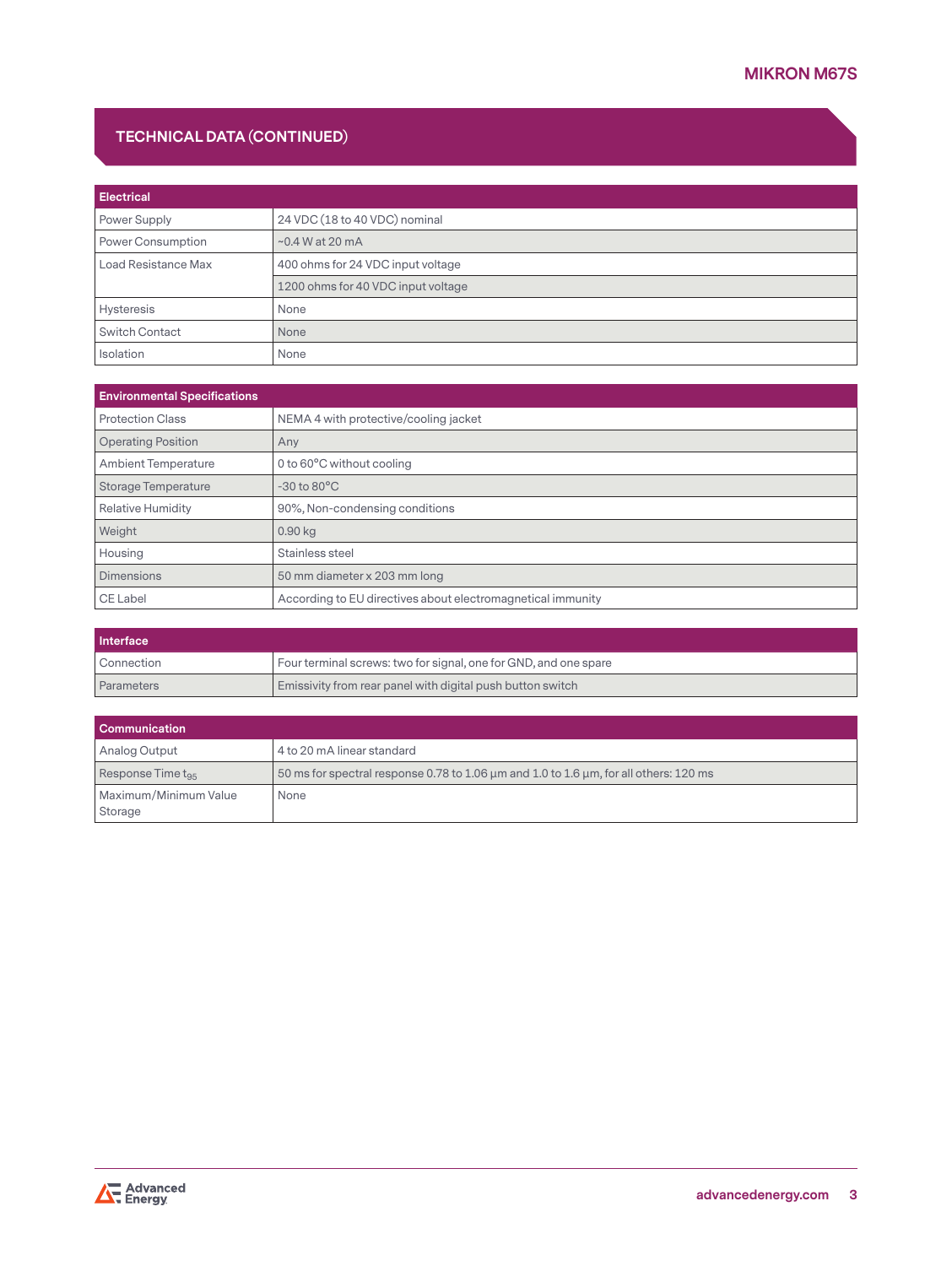## TECHNICAL DATA (CONTINUED)

| Electrical | |
|---|---|
| Power Supply | 24 VDC (18 to 40 VDC) nominal |
| Power Consumption | ~0.4 W at 20 mA |
| Load Resistance Max | 400 ohms for 24 VDC input voltage |
| | 1200 ohms for 40 VDC input voltage |
| Hysteresis | None |
| Switch Contact | None |
| Isolation | None |

| Environmental Specifications | |
|---|---|
| Protection Class | NEMA 4 with protective/cooling jacket |
| Operating Position | Any |
| Ambient Temperature | 0 to 60°C without cooling |
| Storage Temperature | -30 to 80°C |
| Relative Humidity | 90%, Non-condensing conditions |
| Weight | 0.90 kg |
| Housing | Stainless steel |
| Dimensions | 50 mm diameter x 203 mm long |
| CE Label | According to EU directives about electromagnetical immunity |

| Interface | |
|---|---|
| Connection | Four terminal screws: two for signal, one for GND, and one spare |
| Parameters | Emissivity from rear panel with digital push button switch |

| Communication | |
|---|---|
| Analog Output | 4 to 20 mA linear standard |
| Response Time $t_{95}$ | 50 ms for spectral response 0.78 to 1.06 µm and 1.0 to 1.6 µm, for all others: 120 ms |
| Maximum/Minimum Value Storage | None |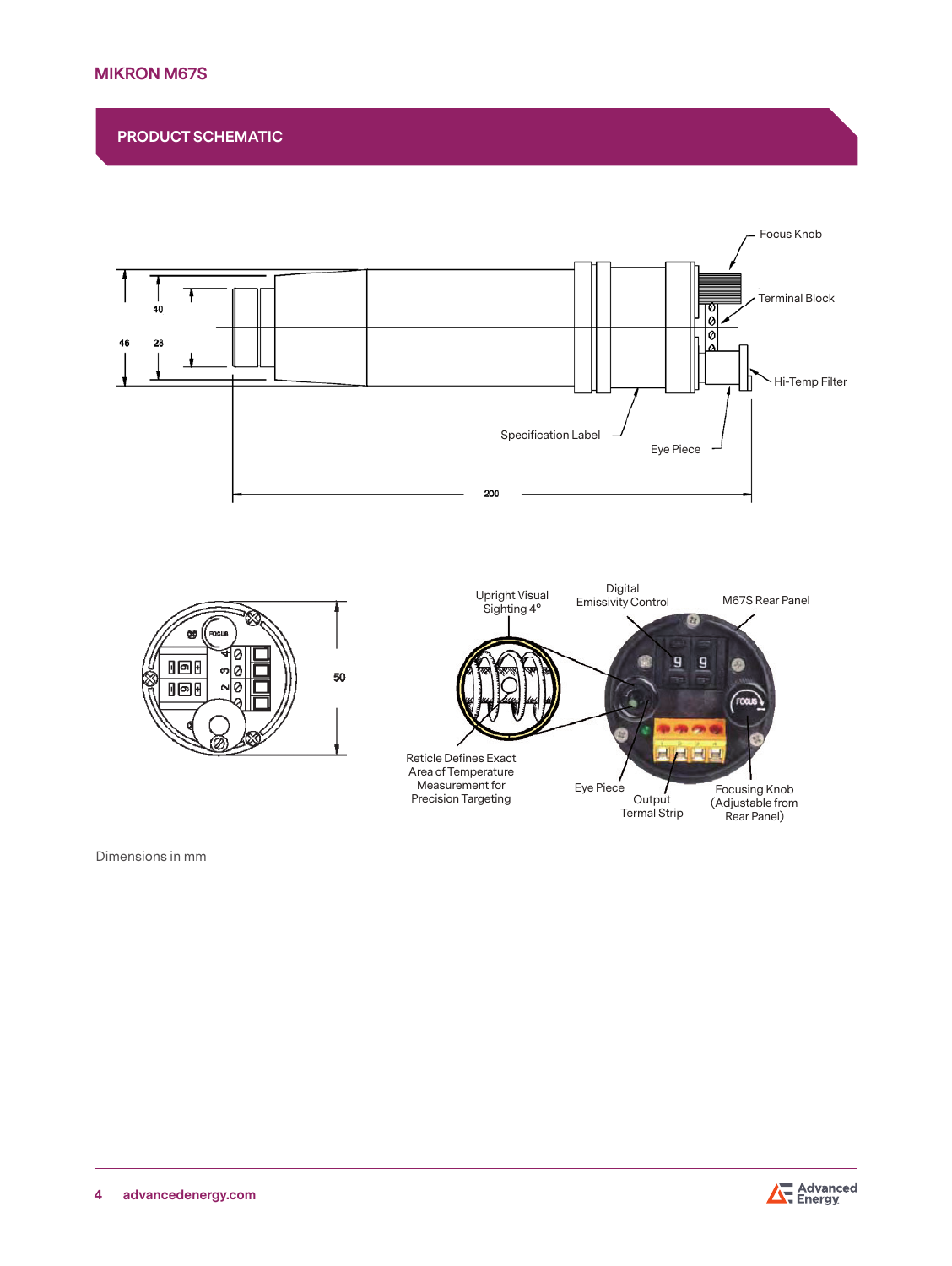## PRODUCT SCHEMATIC

Focus Knob

Terminal Block

Hi-Temp Filter

Specification Label

Eye Piece

40

46

28

200

50

Upright Visual Sighting 4°

Digital Emissivity Control

M67S Rear Panel

Reticle Defines Exact Area of Temperature Measurement for Precision Targeting

Eye Piece

Output Termal Strip

Focusing Knob (Adjustable from Rear Panel)

Dimensions in mm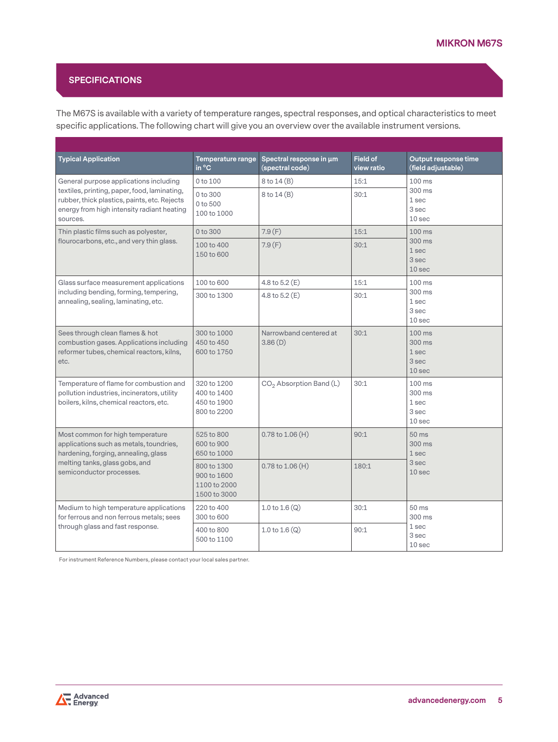## SPECIFICATIONS

The M67S is available with a variety of temperature ranges, spectral responses, and optical characteristics to meet specific applications. The following chart will give you an overview over the available instrument versions.

| Typical Application | Temperature range in °C | Spectral response in µm (spectral code) | Field of view ratio | Output response time (field adjustable) |
|---|---|---|---|---|
| General purpose applications including textiles, printing, paper, food, laminating, rubber, thick plastics, paints, etc. Rejects energy from high intensity radiant heating sources. | 0 to 100 | 8 to 14 (B) | 15:1 | 100 ms<br>300 ms<br>1 sec<br>3 sec<br>10 sec |
| | 0 to 300<br>0 to 500<br>100 to 1000 | 8 to 14 (B) | 30:1 | |
| Thin plastic films such as polyester, flourocarbons, etc., and very thin glass. | 0 to 300 | 7.9 (F) | 15:1 | 100 ms<br>300 ms<br>1 sec<br>3 sec<br>10 sec |
| | 100 to 400<br>150 to 600 | 7.9 (F) | 30:1 | |
| Glass surface measurement applications including bending, forming, tempering, annealing, sealing, laminating, etc. | 100 to 600 | 4.8 to 5.2 (E) | 15:1 | 100 ms<br>300 ms<br>1 sec<br>3 sec<br>10 sec |
| | 300 to 1300 | 4.8 to 5.2 (E) | 30:1 | |
| Sees through clean flames & hot combustion gases. Applications including reformer tubes, chemical reactors, kilns, etc. | 300 to 1000<br>450 to 450<br>600 to 1750 | Narrowband centered at 3.86 (D) | 30:1 | 100 ms<br>300 ms<br>1 sec<br>3 sec<br>10 sec |
| Temperature of flame for combustion and pollution industries, incinerators, utility boilers, kilns, chemical reactors, etc. | 320 to 1200<br>400 to 1400<br>450 to 1900<br>800 to 2200 | $CO_2$ Absorption Band (L) | 30:1 | 100 ms<br>300 ms<br>1 sec<br>3 sec<br>10 sec |
| Most common for high temperature applications such as metals, toundries, hardening, forging, annealing, glass melting tanks, glass gobs, and semiconductor processes. | 525 to 800<br>600 to 900<br>650 to 1000 | 0.78 to 1.06 (H) | 90:1 | 50 ms<br>300 ms<br>1 sec<br>3 sec<br>10 sec |
| | 800 to 1300<br>900 to 1600<br>1100 to 2000<br>1500 to 3000 | 0.78 to 1.06 (H) | 180:1 | |
| Medium to high temperature applications for ferrous and non ferrous metals; sees through glass and fast response. | 220 to 400<br>300 to 600 | 1.0 to 1.6 (Q) | 30:1 | 50 ms<br>300 ms<br>1 sec<br>3 sec<br>10 sec |
| | 400 to 800<br>500 to 1100 | 1.0 to 1.6 (Q) | 90:1 | |

For instrument Reference Numbers, please contact your local sales partner.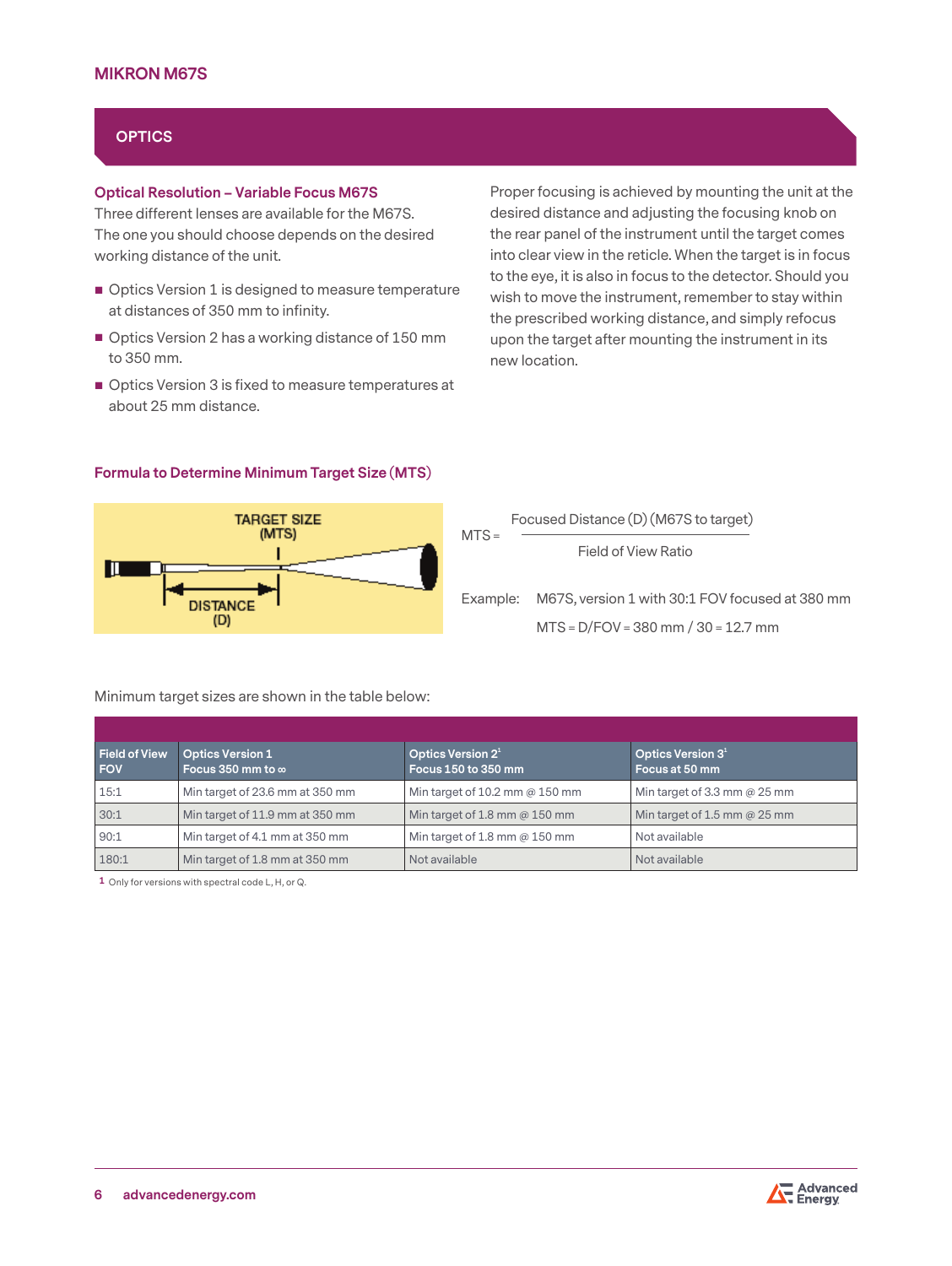# MIKRON M67S

## OPTICS

### Optical Resolution – Variable Focus M67S

Three different lenses are available for the M67S. The one you should choose depends on the desired working distance of the unit.

- Optics Version 1 is designed to measure temperature at distances of 350 mm to infinity.
- Optics Version 2 has a working distance of 150 mm to 350 mm.
- Optics Version 3 is fixed to measure temperatures at about 25 mm distance.

Proper focusing is achieved by mounting the unit at the desired distance and adjusting the focusing knob on the rear panel of the instrument until the target comes into clear view in the reticle. When the target is in focus to the eye, it is also in focus to the detector. Should you wish to move the instrument, remember to stay within the prescribed working distance, and simply refocus upon the target after mounting the instrument in its new location.

### Formula to Determine Minimum Target Size (MTS)

TARGET SIZE (MTS)

DISTANCE (D)

$$MTS = \frac{\text{Focused Distance (D) (M67S to target)}}{\text{Field of View Ratio}}$$

Example: M67S, version 1 with 30:1 FOV focused at 380 mm

MTS = D/FOV = 380 mm / 30 = 12.7 mm

Minimum target sizes are shown in the table below:

| Field of View FOV | Optics Version 1 Focus 350 mm to ∞ | Optics Version 2[1] Focus 150 to 350 mm | Optics Version 3[1] Focus at 50 mm |
|---|---|---|---|
| 15:1 | Min target of 23.6 mm at 350 mm | Min target of 10.2 mm @ 150 mm | Min target of 3.3 mm @ 25 mm |
| 30:1 | Min target of 11.9 mm at 350 mm | Min target of 1.8 mm @ 150 mm | Min target of 1.5 mm @ 25 mm |
| 90:1 | Min target of 4.1 mm at 350 mm | Min target of 1.8 mm @ 150 mm | Not available |
| 180:1 | Min target of 1.8 mm at 350 mm | Not available | Not available |

1 Only for versions with spectral code L, H, or Q.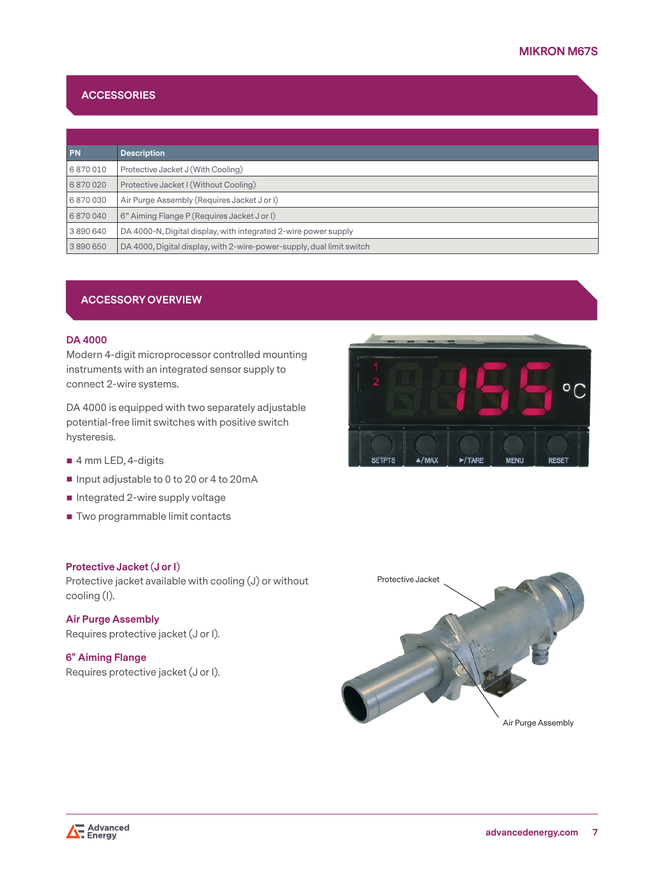## ACCESSORIES

| PN | Description |
|---|---|
| 6 870 010 | Protective Jacket J (With Cooling) |
| 6 870 020 | Protective Jacket I (Without Cooling) |
| 6 870 030 | Air Purge Assembly (Requires Jacket J or I) |
| 6 870 040 | 6" Aiming Flange P (Requires Jacket J or I) |
| 3 890 640 | DA 4000-N, Digital display, with integrated 2-wire power supply |
| 3 890 650 | DA 4000, Digital display, with 2-wire-power-supply, dual limit switch |

## ACCESSORY OVERVIEW

### DA 4000

Modern 4-digit microprocessor controlled mounting instruments with an integrated sensor supply to connect 2-wire systems.

DA 4000 is equipped with two separately adjustable potential-free limit switches with positive switch hysteresis.

- 4 mm LED, 4-digits
- Input adjustable to 0 to 20 or 4 to 20mA
- Integrated 2-wire supply voltage
- Two programmable limit contacts

### Protective Jacket (J or I)

Protective jacket available with cooling (J) or without cooling (I).

### Air Purge Assembly

Requires protective jacket (J or I).

### 6" Aiming Flange

Requires protective jacket (J or I).

Protective Jacket

Air Purge Assembly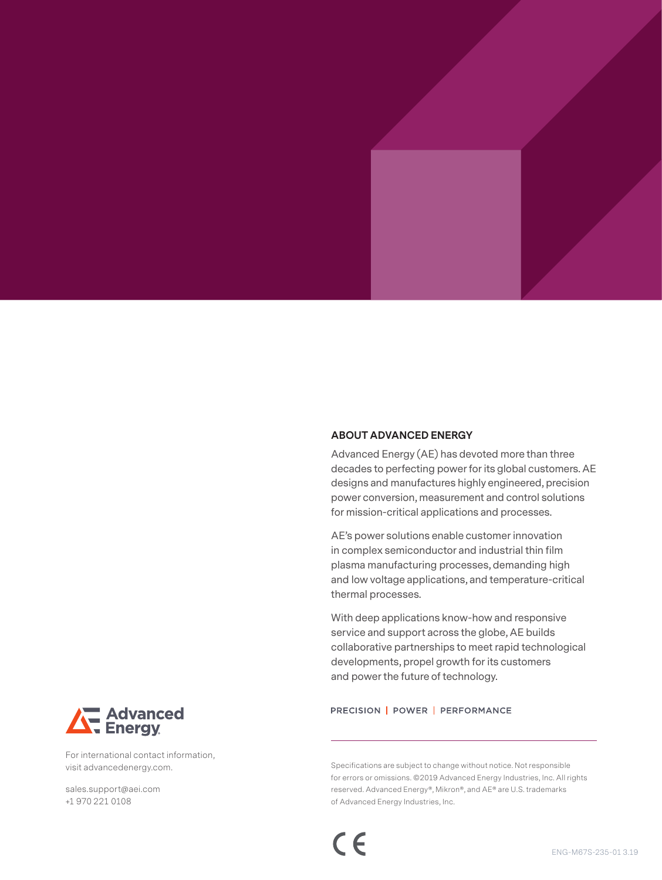## ABOUT ADVANCED ENERGY

Advanced Energy (AE) has devoted more than three decades to perfecting power for its global customers. AE designs and manufactures highly engineered, precision power conversion, measurement and control solutions for mission-critical applications and processes.

AE's power solutions enable customer innovation in complex semiconductor and industrial thin film plasma manufacturing processes, demanding high and low voltage applications, and temperature-critical thermal processes.

With deep applications know-how and responsive service and support across the globe, AE builds collaborative partnerships to meet rapid technological developments, propel growth for its customers and power the future of technology.

PRECISION | POWER | PERFORMANCE

Advanced Energy

For international contact information, visit advancedenergy.com.

sales.support@aei.com
+1 970 221 0108

Specifications are subject to change without notice. Not responsible for errors or omissions. ©2019 Advanced Energy Industries, Inc. All rights reserved. Advanced Energy®, Mikron®, and AE® are U.S. trademarks of Advanced Energy Industries, Inc.

CE

ENG-M67S-235-01 3.19